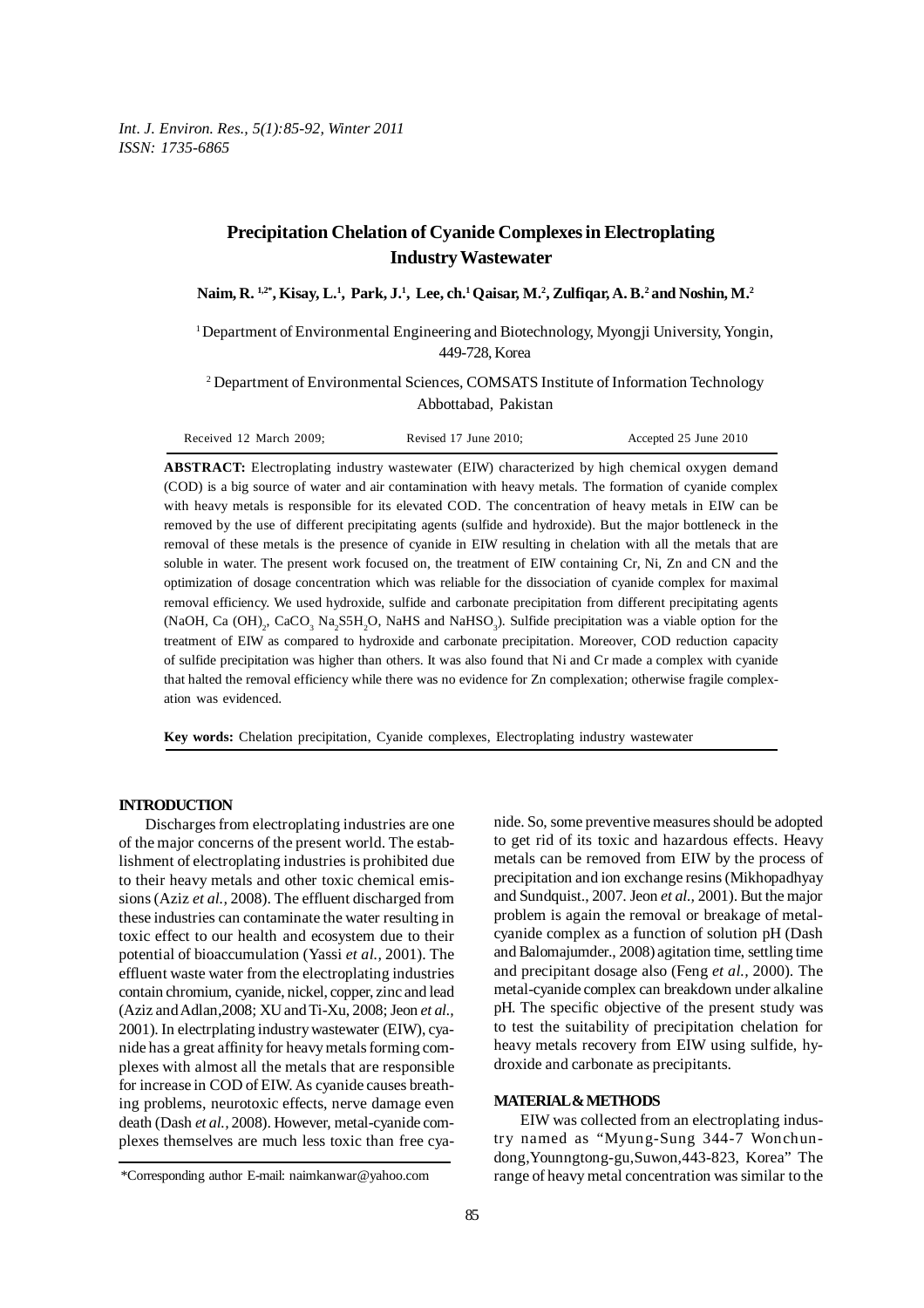# Precipitation Chelation of Cyanide Complexes in Electroplating Industry Wastewater

**Naim, R.** [1,2*]**, Kisay, L.**[1]**, Park, J.**[1]**, Lee, ch.**[1] **Qaisar, M.**[2]**, Zulfiqar, A. B.**[2] **and Noshin, M.**[2]

[1] Department of Environmental Engineering and Biotechnology, Myongji University, Yongin, 449-728, Korea

[2] Department of Environmental Sciences, COMSATS Institute of Information Technology Abbottabad, Pakistan

Received 12 March 2009; Revised 17 June 2010; Accepted 25 June 2010

**ABSTRACT:** Electroplating industry wastewater (EIW) characterized by high chemical oxygen demand (COD) is a big source of water and air contamination with heavy metals. The formation of cyanide complex with heavy metals is responsible for its elevated COD. The concentration of heavy metals in EIW can be removed by the use of different precipitating agents (sulfide and hydroxide). But the major bottleneck in the removal of these metals is the presence of cyanide in EIW resulting in chelation with all the metals that are soluble in water. The present work focused on, the treatment of EIW containing Cr, Ni, Zn and CN and the optimization of dosage concentration which was reliable for the dissociation of cyanide complex for maximal removal efficiency. We used hydroxide, sulfide and carbonate precipitation from different precipitating agents (NaOH, Ca $(OH)_2$, $CaCO_3$ $Na_2S5H_2O$, NaHS and $NaHSO_3$). Sulfide precipitation was a viable option for the treatment of EIW as compared to hydroxide and carbonate precipitation. Moreover, COD reduction capacity of sulfide precipitation was higher than others. It was also found that Ni and Cr made a complex with cyanide that halted the removal efficiency while there was no evidence for Zn complexation; otherwise fragile complexation was evidenced.

**Key words:** Chelation precipitation, Cyanide complexes, Electroplating industry wastewater

## INTRODUCTION

Discharges from electroplating industries are one of the major concerns of the present world. The establishment of electroplating industries is prohibited due to their heavy metals and other toxic chemical emissions (Aziz *et al.,* 2008). The effluent discharged from these industries can contaminate the water resulting in toxic effect to our health and ecosystem due to their potential of bioaccumulation (Yassi *et al.,* 2001). The effluent waste water from the electroplating industries contain chromium, cyanide, nickel, copper, zinc and lead (Aziz and Adlan,2008; XU and Ti-Xu, 2008; Jeon *et al.,* 2001). In electrplating industry wastewater (EIW), cyanide has a great affinity for heavy metals forming complexes with almost all the metals that are responsible for increase in COD of EIW. As cyanide causes breathing problems, neurotoxic effects, nerve damage even death (Dash *et al.,* 2008). However, metal-cyanide complexes themselves are much less toxic than free cyanide. So, some preventive measures should be adopted to get rid of its toxic and hazardous effects. Heavy metals can be removed from EIW by the process of precipitation and ion exchange resins (Mikhopadhyay and Sundquist., 2007. Jeon *et al.,* 2001). But the major problem is again the removal or breakage of metal-cyanide complex as a function of solution pH (Dash and Balomajumder., 2008) agitation time, settling time and precipitant dosage also (Feng *et al.,* 2000). The metal-cyanide complex can breakdown under alkaline pH. The specific objective of the present study was to test the suitability of precipitation chelation for heavy metals recovery from EIW using sulfide, hydroxide and carbonate as precipitants.

## MATERIAL & METHODS

EIW was collected from an electroplating industry named as "Myung-Sung 344-7 Wonchundong,Younngtong-gu,Suwon,443-823, Korea" The range of heavy metal concentration was similar to the

*Corresponding author E-mail: naimkanwar@yahoo.com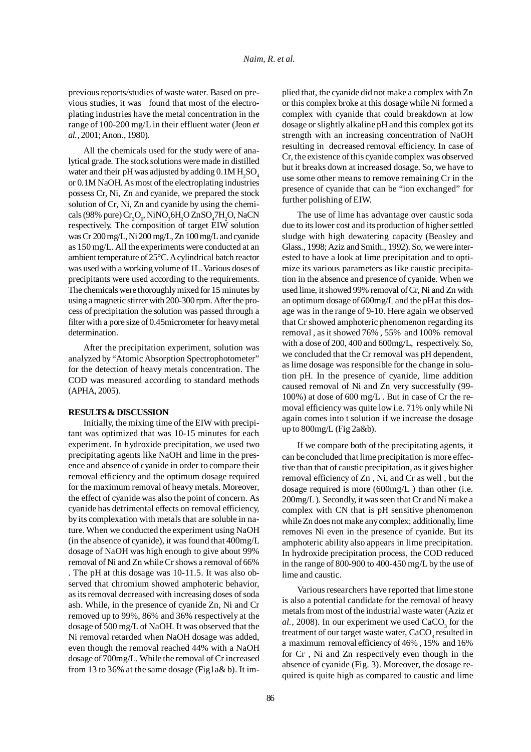previous reports/studies of waste water. Based on previous studies, it was found that most of the electroplating industries have the metal concentration in the range of 100-200 mg/L in their effluent water (Jeon *et al.,* 2001; Anon., 1980).

All the chemicals used for the study were of analytical grade. The stock solutions were made in distilled water and their pH was adjusted by adding 0.1M $H_2SO_4$ or 0.1M NaOH. As most of the electroplating industries possess Cr, Ni, Zn and cyanide, we prepared the stock solution of Cr, Ni, Zn and cyanide by using the chemicals (98% pure) $Cr_2O_6$, $NiNO_36H_2O$ $ZnSO_47H_2O$, NaCN respectively. The composition of target EIW solution was Cr 200 mg/L, Ni 200 mg/L, Zn 100 mg/L and cyanide as 150 mg/L. All the experiments were conducted at an ambient temperature of 25°C. A cylindrical batch reactor was used with a working volume of 1L. Various doses of precipitants were used according to the requirements. The chemicals were thoroughly mixed for 15 minutes by using a magnetic stirrer with 200-300 rpm. After the process of precipitation the solution was passed through a filter with a pore size of 0.45micrometer for heavy metal determination.

After the precipitation experiment, solution was analyzed by "Atomic Absorption Spectrophotometer" for the detection of heavy metals concentration. The COD was measured according to standard methods (APHA, 2005).

## RESULTS & DISCUSSION

Initially, the mixing time of the EIW with precipitant was optimized that was 10-15 minutes for each experiment. In hydroxide precipitation, we used two precipitating agents like NaOH and lime in the presence and absence of cyanide in order to compare their removal efficiency and the optimum dosage required for the maximum removal of heavy metals. Moreover, the effect of cyanide was also the point of concern. As cyanide has detrimental effects on removal efficiency, by its complexation with metals that are soluble in nature. When we conducted the experiment using NaOH (in the absence of cyanide), it was found that 400mg/L dosage of NaOH was high enough to give about 99% removal of Ni and Zn while Cr shows a removal of 66% . The pH at this dosage was 10-11.5. It was also observed that chromium showed amphoteric behavior, as its removal decreased with increasing doses of soda ash. While, in the presence of cyanide Zn, Ni and Cr removed up to 99%, 86% and 36% respectively at the dosage of 500 mg/L of NaOH. It was observed that the Ni removal retarded when NaOH dosage was added, even though the removal reached 44% with a NaOH dosage of 700mg/L. While the removal of Cr increased from 13 to 36% at the same dosage (Fig1a& b). It implied that, the cyanide did not make a complex with Zn or this complex broke at this dosage while Ni formed a complex with cyanide that could breakdown at low dosage or slightly alkaline pH and this complex got its strength with an increasing concentration of NaOH resulting in decreased removal efficiency. In case of Cr, the existence of this cyanide complex was observed but it breaks down at increased dosage. So, we have to use some other means to remove remaining Cr in the presence of cyanide that can be "ion exchanged" for further polishing of EIW.

The use of lime has advantage over caustic soda due to its lower cost and its production of higher settled sludge with high dewatering capacity (Beasley and Glass., 1998; Aziz and Smith., 1992). So, we were interested to have a look at lime precipitation and to optimize its various parameters as like caustic precipitation in the absence and presence of cyanide. When we used lime, it showed 99% removal of Cr, Ni and Zn with an optimum dosage of 600mg/L and the pH at this dosage was in the range of 9-10. Here again we observed that Cr showed amphoteric phenomenon regarding its removal , as it showed 76% , 55% and 100% removal with a dose of 200, 400 and 600mg/L, respectively. So, we concluded that the Cr removal was pH dependent, as lime dosage was responsible for the change in solution pH. In the presence of cyanide, lime addition caused removal of Ni and Zn very successfully (99-100%) at dose of 600 mg/L . But in case of Cr the removal efficiency was quite low i.e. 71% only while Ni again comes into t solution if we increase the dosage up to 800mg/L (Fig 2a&b).

If we compare both of the precipitating agents, it can be concluded that lime precipitation is more effective than that of caustic precipitation, as it gives higher removal efficiency of Zn , Ni, and Cr as well , but the dosage required is more (600mg/L ) than other (i.e. 200mg/L ). Secondly, it was seen that Cr and Ni make a complex with CN that is pH sensitive phenomenon while Zn does not make any complex; additionally, lime removes Ni even in the presence of cyanide. But its amphoteric ability also appears in lime precipitation. In hydroxide precipitation process, the COD reduced in the range of 800-900 to 400-450 mg/L by the use of lime and caustic.

Various researchers have reported that lime stone is also a potential candidate for the removal of heavy metals from most of the industrial waste water (Aziz *et al.*, 2008). In our experiment we used $CaCO_3$ for the treatment of our target waste water, $CaCO_3$ resulted in a maximum removal efficiency of 46% , 15% and 16% for Cr , Ni and Zn respectively even though in the absence of cyanide (Fig. 3). Moreover, the dosage required is quite high as compared to caustic and lime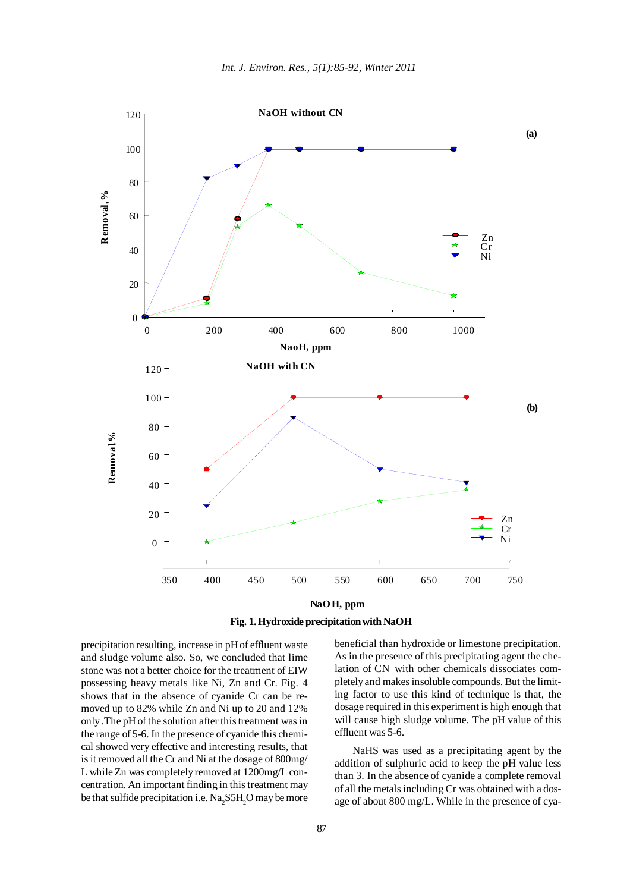Fig. 1. Hydroxide precipitation with NaOH

precipitation resulting, increase in pH of effluent waste and sludge volume also. So, we concluded that lime stone was not a better choice for the treatment of EIW possessing heavy metals like Ni, Zn and Cr. Fig. 4 shows that in the absence of cyanide Cr can be removed up to 82% while Zn and Ni up to 20 and 12% only .The pH of the solution after this treatment was in the range of 5-6. In the presence of cyanide this chemical showed very effective and interesting results, that is it removed all the Cr and Ni at the dosage of 800mg/L while Zn was completely removed at 1200mg/L concentration. An important finding in this treatment may be that sulfide precipitation i.e. $Na_2S5H_2O$ may be more beneficial than hydroxide or limestone precipitation. As in the presence of this precipitating agent the chelation of $CN^-$ with other chemicals dissociates completely and makes insoluble compounds. But the limiting factor to use this kind of technique is that, the dosage required in this experiment is high enough that will cause high sludge volume. The pH value of this effluent was 5-6.

NaHS was used as a precipitating agent by the addition of sulphuric acid to keep the pH value less than 3. In the absence of cyanide a complete removal of all the metals including Cr was obtained with a dosage of about 800 mg/L. While in the presence of cya-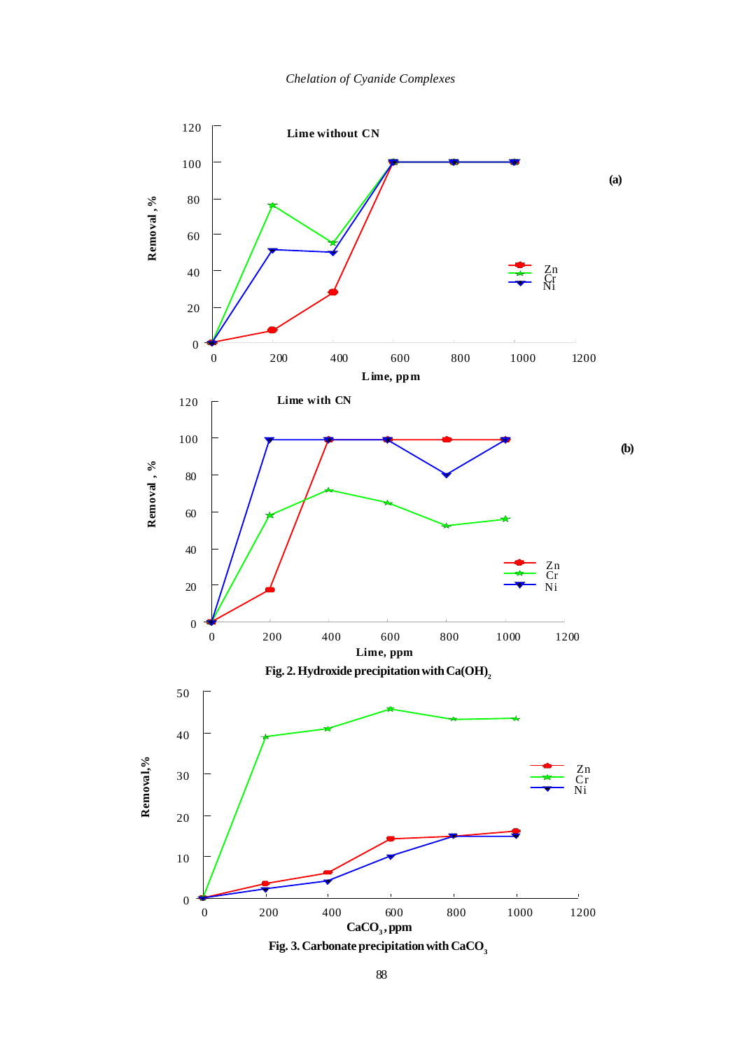Fig. 2. Hydroxide precipitation with $Ca(OH)_2$

Fig. 3. Carbonate precipitation with $CaCO_3$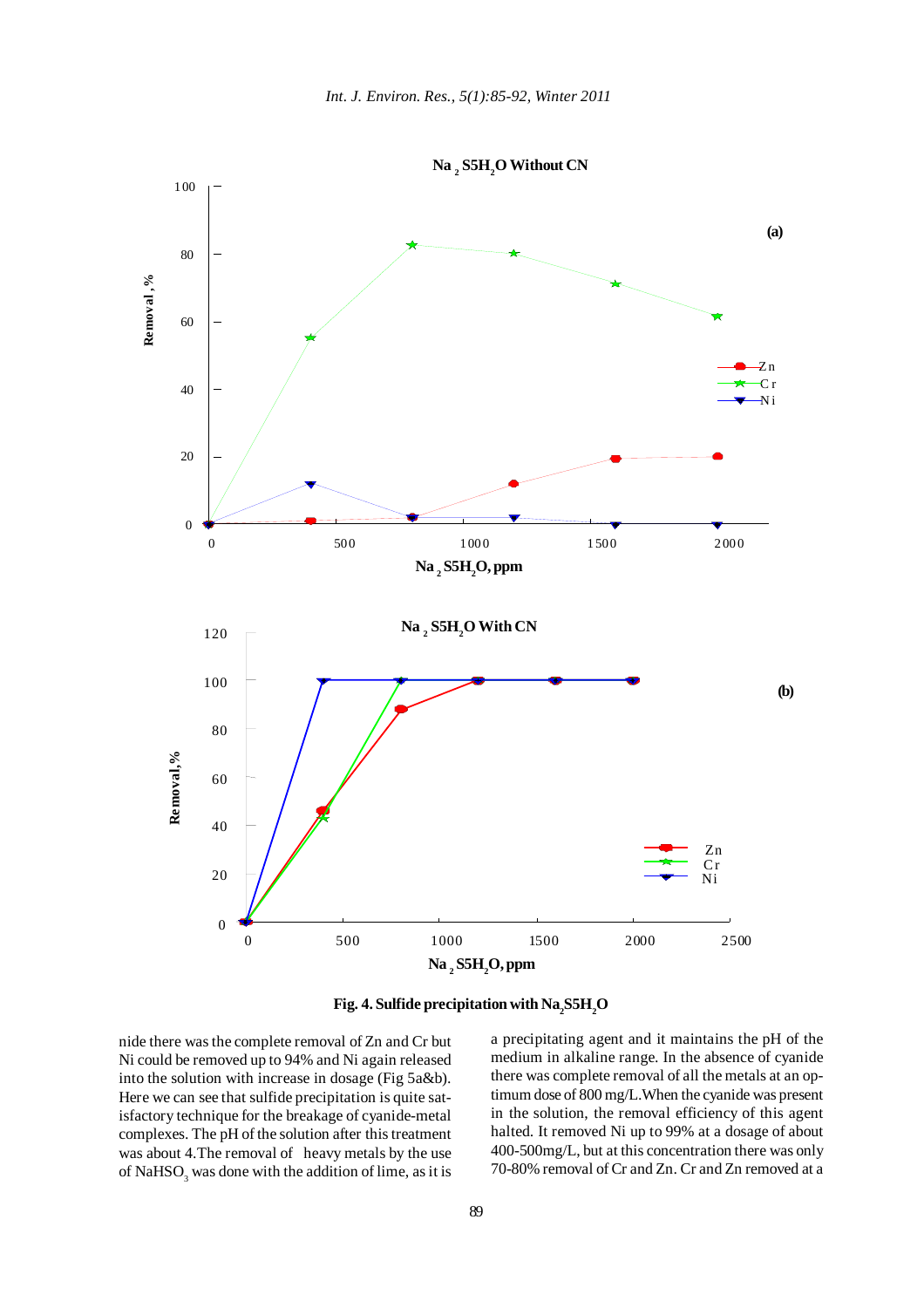Fig. 4. Sulfide precipitation with $Na_2S5H_2O$

nide there was the complete removal of Zn and Cr but Ni could be removed up to 94% and Ni again released into the solution with increase in dosage (Fig 5a&b). Here we can see that sulfide precipitation is quite satisfactory technique for the breakage of cyanide-metal complexes. The pH of the solution after this treatment was about 4.The removal of heavy metals by the use of $NaHSO_3$ was done with the addition of lime, as it is a precipitating agent and it maintains the pH of the medium in alkaline range. In the absence of cyanide there was complete removal of all the metals at an optimum dose of 800 mg/L.When the cyanide was present in the solution, the removal efficiency of this agent halted. It removed Ni up to 99% at a dosage of about 400-500mg/L, but at this concentration there was only 70-80% removal of Cr and Zn. Cr and Zn removed at a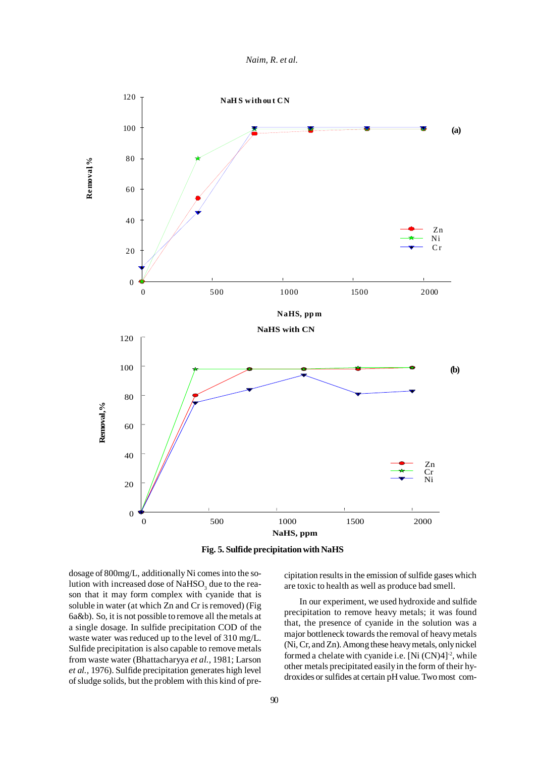Fig. 5. Sulfide precipitation with NaHS

dosage of 800mg/L, additionally Ni comes into the solution with increased dose of $NaHSO_3$ due to the reason that it may form complex with cyanide that is soluble in water (at which Zn and Cr is removed) (Fig 6a&b). So, it is not possible to remove all the metals at a single dosage. In sulfide precipitation COD of the waste water was reduced up to the level of 310 mg/L. Sulfide precipitation is also capable to remove metals from waste water (Bhattacharyya *et al.*, 1981; Larson *et al.*, 1976). Sulfide precipitation generates high level of sludge solids, but the problem with this kind of precipitation results in the emission of sulfide gases which are toxic to health as well as produce bad smell.

In our experiment, we used hydroxide and sulfide precipitation to remove heavy metals; it was found that, the presence of cyanide in the solution was a major bottleneck towards the removal of heavy metals (Ni, Cr, and Zn). Among these heavy metals, only nickel formed a chelate with cyanide i.e. $[Ni(CN)4]^{-2}$, while other metals precipitated easily in the form of their hydroxides or sulfides at certain pH value. Two most com-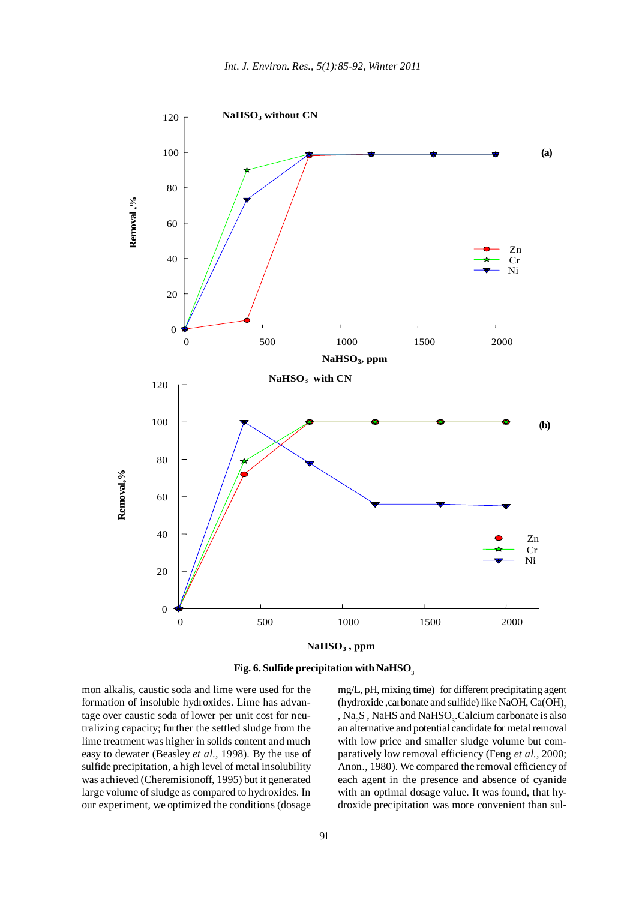Fig. 6. Sulfide precipitation with $NaHSO_3$

mon alkalis, caustic soda and lime were used for the formation of insoluble hydroxides. Lime has advantage over caustic soda of lower per unit cost for neutralizing capacity; further the settled sludge from the lime treatment was higher in solids content and much easy to dewater (Beasley *et al.*, 1998). By the use of sulfide precipitation, a high level of metal insolubility was achieved (Cheremisionoff, 1995) but it generated large volume of sludge as compared to hydroxides. In our experiment, we optimized the conditions (dosage mg/L, pH, mixing time) for different precipitating agent (hydroxide ,carbonate and sulfide) like NaOH, $Ca(OH)_2$ , $Na_2S$ , NaHS and $NaHSO_3$.Calcium carbonate is also an alternative and potential candidate for metal removal with low price and smaller sludge volume but comparatively low removal efficiency (Feng *et al.*, 2000; Anon., 1980). We compared the removal efficiency of each agent in the presence and absence of cyanide with an optimal dosage value. It was found, that hydroxide precipitation was more convenient than sul-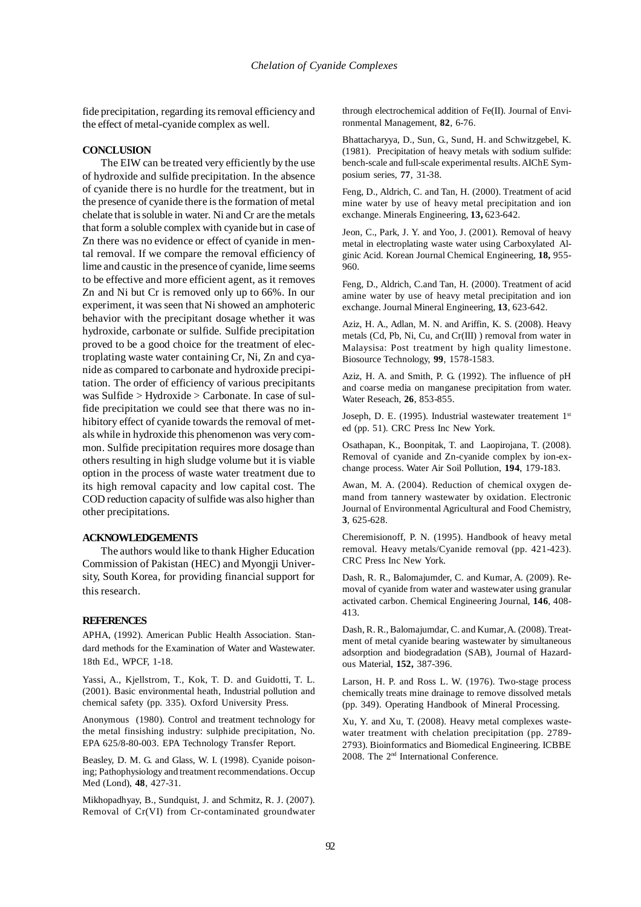fide precipitation, regarding its removal efficiency and the effect of metal-cyanide complex as well.

## CONCLUSION

The EIW can be treated very efficiently by the use of hydroxide and sulfide precipitation. In the absence of cyanide there is no hurdle for the treatment, but in the presence of cyanide there is the formation of metal chelate that is soluble in water. Ni and Cr are the metals that form a soluble complex with cyanide but in case of Zn there was no evidence or effect of cyanide in mental removal. If we compare the removal efficiency of lime and caustic in the presence of cyanide, lime seems to be effective and more efficient agent, as it removes Zn and Ni but Cr is removed only up to 66%. In our experiment, it was seen that Ni showed an amphoteric behavior with the precipitant dosage whether it was hydroxide, carbonate or sulfide. Sulfide precipitation proved to be a good choice for the treatment of electroplating waste water containing Cr, Ni, Zn and cyanide as compared to carbonate and hydroxide precipitation. The order of efficiency of various precipitants was Sulfide > Hydroxide > Carbonate. In case of sulfide precipitation we could see that there was no inhibitory effect of cyanide towards the removal of metals while in hydroxide this phenomenon was very common. Sulfide precipitation requires more dosage than others resulting in high sludge volume but it is viable option in the process of waste water treatment due to its high removal capacity and low capital cost. The COD reduction capacity of sulfide was also higher than other precipitations.

## ACKNOWLEDGEMENTS

The authors would like to thank Higher Education Commission of Pakistan (HEC) and Myongji University, South Korea, for providing financial support for this research.

## REFERENCES

APHA, (1992). American Public Health Association. Standard methods for the Examination of Water and Wastewater. 18th Ed., WPCF, 1-18.

Yassi, A., Kjellstrom, T., Kok, T. D. and Guidotti, T. L. (2001). Basic environmental heath, Industrial pollution and chemical safety (pp. 335). Oxford University Press.

Anonymous (1980). Control and treatment technology for the metal finsishing industry: sulphide precipitation, No. EPA 625/8-80-003. EPA Technology Transfer Report.

Beasley, D. M. G. and Glass, W. I. (1998). Cyanide poisoning; Pathophysiology and treatment recommendations. Occup Med (Lond), **48**, 427-31.

Mikhopadhyay, B., Sundquist, J. and Schmitz, R. J. (2007). Removal of Cr(VI) from Cr-contaminated groundwater through electrochemical addition of Fe(II). Journal of Environmental Management, **82**, 6-76.

Bhattacharyya, D., Sun, G., Sund, H. and Schwitzgebel, K. (1981). Precipitation of heavy metals with sodium sulfide: bench-scale and full-scale experimental results. AIChE Symposium series, **77**, 31-38.

Feng, D., Aldrich, C. and Tan, H. (2000). Treatment of acid mine water by use of heavy metal precipitation and ion exchange. Minerals Engineering, **13,** 623-642.

Jeon, C., Park, J. Y. and Yoo, J. (2001). Removal of heavy metal in electroplating waste water using Carboxylated Alginic Acid. Korean Journal Chemical Engineering, **18,** 955-960.

Feng, D., Aldrich, C.and Tan, H. (2000). Treatment of acid amine water by use of heavy metal precipitation and ion exchange. Journal Mineral Engineering, **13**, 623-642.

Aziz, H. A., Adlan, M. N. and Ariffin, K. S. (2008). Heavy metals (Cd, Pb, Ni, Cu, and Cr(III) ) removal from water in Malaysisa: Post treatment by high quality limestone. Biosource Technology, **99**, 1578-1583.

Aziz, H. A. and Smith, P. G. (1992). The influence of pH and coarse media on manganese precipitation from water. Water Reseach, **26**, 853-855.

Joseph, D. E. (1995). Industrial wastewater treatement 1st ed (pp. 51). CRC Press Inc New York.

Osathapan, K., Boonpitak, T. and Laopirojana, T. (2008). Removal of cyanide and Zn-cyanide complex by ion-exchange process. Water Air Soil Pollution, **194**, 179-183.

Awan, M. A. (2004). Reduction of chemical oxygen demand from tannery wastewater by oxidation. Electronic Journal of Environmental Agricultural and Food Chemistry, **3**, 625-628.

Cheremisionoff, P. N. (1995). Handbook of heavy metal removal. Heavy metals/Cyanide removal (pp. 421-423). CRC Press Inc New York.

Dash, R. R., Balomajumder, C. and Kumar, A. (2009). Removal of cyanide from water and wastewater using granular activated carbon. Chemical Engineering Journal, **146**, 408-413.

Dash, R. R., Balomajumdar, C. and Kumar, A. (2008). Treatment of metal cyanide bearing wastewater by simultaneous adsorption and biodegradation (SAB), Journal of Hazardous Material, **152,** 387-396.

Larson, H. P. and Ross L. W. (1976). Two-stage process chemically treats mine drainage to remove dissolved metals (pp. 349). Operating Handbook of Mineral Processing.

Xu, Y. and Xu, T. (2008). Heavy metal complexes wastewater treatment with chelation precipitation (pp. 2789-2793). Bioinformatics and Biomedical Engineering. ICBBE 2008. The 2nd International Conference.